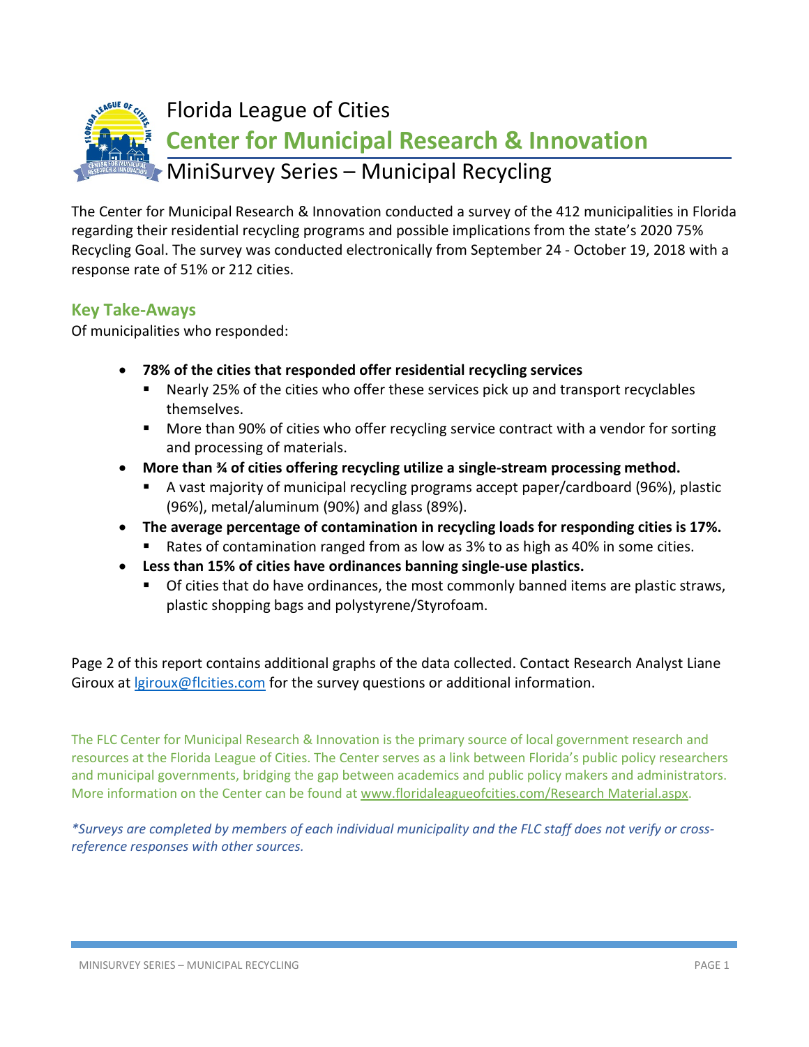# Florida League of Cities

## Center for Municipal Research & Innovation

## MiniSurvey Series – Municipal Recycling

The Center for Municipal Research & Innovation conducted a survey of the 412 municipalities in Florida regarding their residential recycling programs and possible implications from the state's 2020 75% Recycling Goal. The survey was conducted electronically from September 24 - October 19, 2018 with a response rate of 51% or 212 cities.

### Key Take-Aways

Of municipalities who responded:

- **78% of the cities that responded offer residential recycling services**
  - Nearly 25% of the cities who offer these services pick up and transport recyclables themselves.
  - More than 90% of cities who offer recycling service contract with a vendor for sorting and processing of materials.
- **More than ¾ of cities offering recycling utilize a single-stream processing method.**
  - A vast majority of municipal recycling programs accept paper/cardboard (96%), plastic (96%), metal/aluminum (90%) and glass (89%).
- **The average percentage of contamination in recycling loads for responding cities is 17%.**
  - Rates of contamination ranged from as low as 3% to as high as 40% in some cities.
- **Less than 15% of cities have ordinances banning single-use plastics.**
  - Of cities that do have ordinances, the most commonly banned items are plastic straws, plastic shopping bags and polystyrene/Styrofoam.

Page 2 of this report contains additional graphs of the data collected. Contact Research Analyst Liane Giroux at lgiroux@flcities.com for the survey questions or additional information.

The FLC Center for Municipal Research & Innovation is the primary source of local government research and resources at the Florida League of Cities. The Center serves as a link between Florida's public policy researchers and municipal governments, bridging the gap between academics and public policy makers and administrators. More information on the Center can be found at www.floridaleagueofcities.com/Research Material.aspx.

*\*Surveys are completed by members of each individual municipality and the FLC staff does not verify or cross-reference responses with other sources.*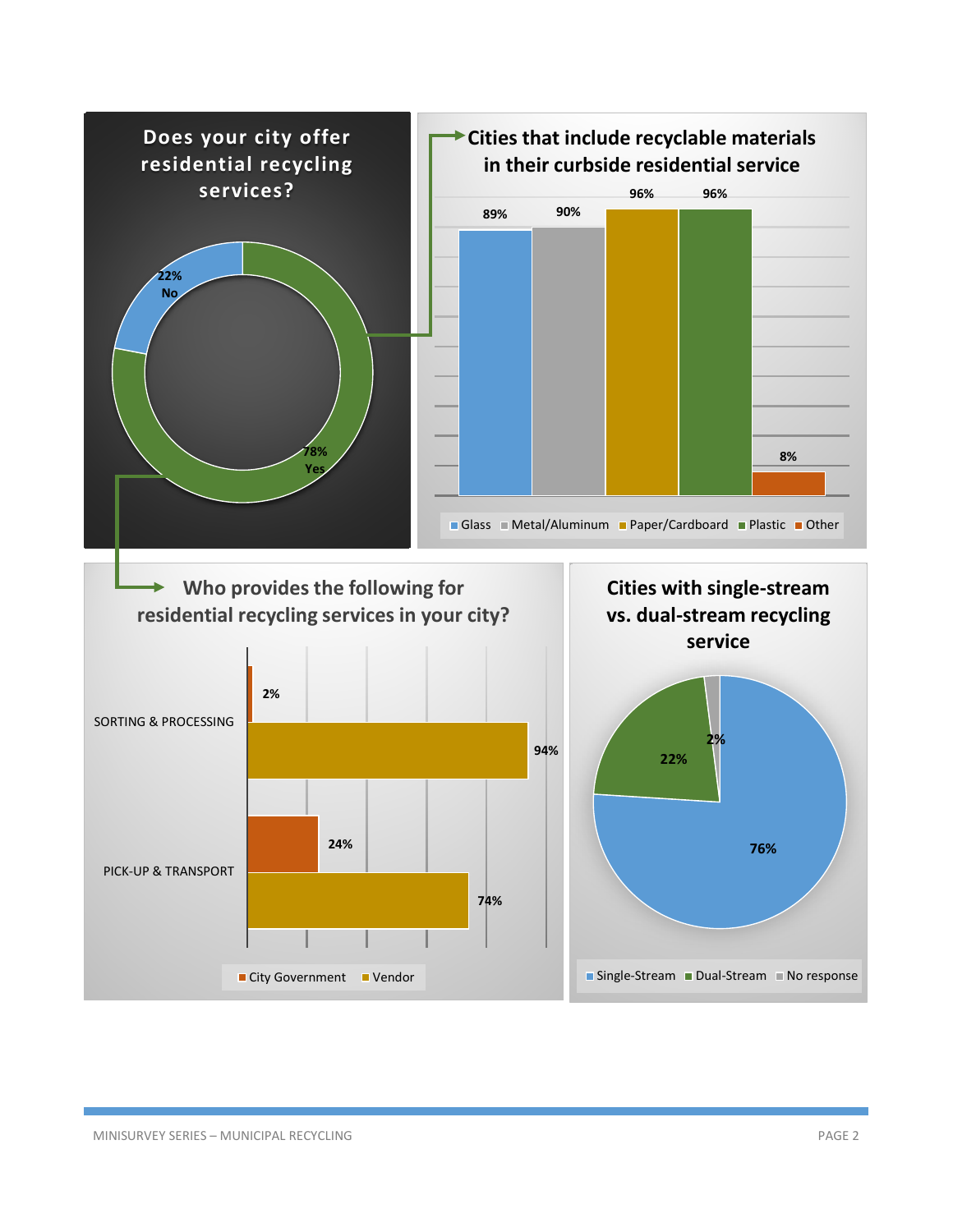Does your city offer residential recycling services?

22%
No

78%
Yes

Cities that include recyclable materials in their curbside residential service

89%
90%
96%
96%
8%

Glass, Metal/Aluminum, Paper/Cardboard, Plastic, Other

Who provides the following for residential recycling services in your city?

SORTING & PROCESSING

2%
94%

PICK-UP & TRANSPORT

24%
74%

City Government, Vendor

Cities with single-stream vs. dual-stream recycling service

2%
22%
76%

Single-Stream, Dual-Stream, No response